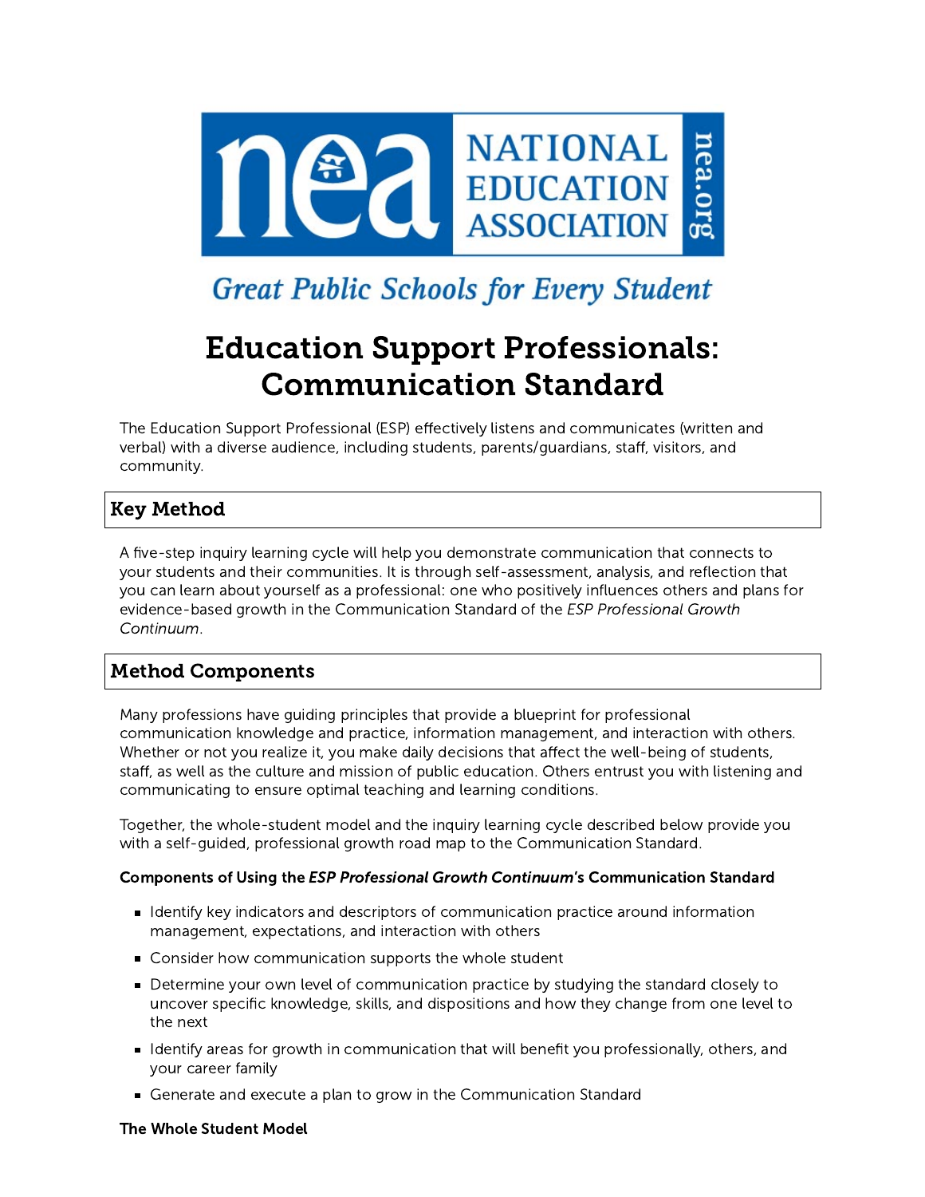# Education Support Professionals: Communication Standard

The Education Support Professional (ESP) effectively listens and communicates (written and verbal) with a diverse audience, including students, parents/guardians, staff, visitors, and community.

## Key Method

A five-step inquiry learning cycle will help you demonstrate communication that connects to your students and their communities. It is through self-assessment, analysis, and reflection that you can learn about yourself as a professional: one who positively influences others and plans for evidence-based growth in the Communication Standard of the *ESP Professional Growth Continuum*.

## Method Components

Many professions have guiding principles that provide a blueprint for professional communication knowledge and practice, information management, and interaction with others. Whether or not you realize it, you make daily decisions that affect the well-being of students, staff, as well as the culture and mission of public education. Others entrust you with listening and communicating to ensure optimal teaching and learning conditions.

Together, the whole-student model and the inquiry learning cycle described below provide you with a self-guided, professional growth road map to the Communication Standard.

**Components of Using the *ESP Professional Growth Continuum*'s Communication Standard**

- Identify key indicators and descriptors of communication practice around information management, expectations, and interaction with others
- Consider how communication supports the whole student
- Determine your own level of communication practice by studying the standard closely to uncover specific knowledge, skills, and dispositions and how they change from one level to the next
- Identify areas for growth in communication that will benefit you professionally, others, and your career family
- Generate and execute a plan to grow in the Communication Standard

**The Whole Student Model**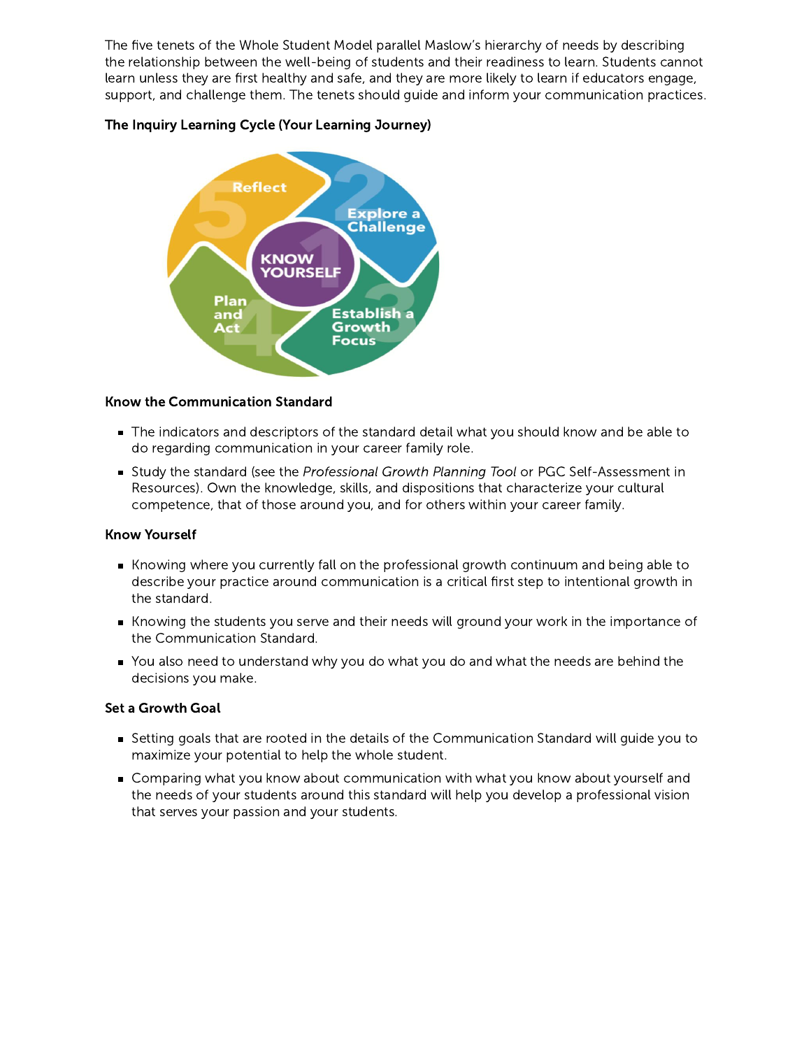The five tenets of the Whole Student Model parallel Maslow's hierarchy of needs by describing the relationship between the well-being of students and their readiness to learn. Students cannot learn unless they are first healthy and safe, and they are more likely to learn if educators engage, support, and challenge them. The tenets should guide and inform your communication practices.

**The Inquiry Learning Cycle (Your Learning Journey)**

**Know the Communication Standard**

- The indicators and descriptors of the standard detail what you should know and be able to do regarding communication in your career family role.
- Study the standard (see the *Professional Growth Planning Tool* or PGC Self-Assessment in Resources). Own the knowledge, skills, and dispositions that characterize your cultural competence, that of those around you, and for others within your career family.

**Know Yourself**

- Knowing where you currently fall on the professional growth continuum and being able to describe your practice around communication is a critical first step to intentional growth in the standard.
- Knowing the students you serve and their needs will ground your work in the importance of the Communication Standard.
- You also need to understand why you do what you do and what the needs are behind the decisions you make.

**Set a Growth Goal**

- Setting goals that are rooted in the details of the Communication Standard will guide you to maximize your potential to help the whole student.
- Comparing what you know about communication with what you know about yourself and the needs of your students around this standard will help you develop a professional vision that serves your passion and your students.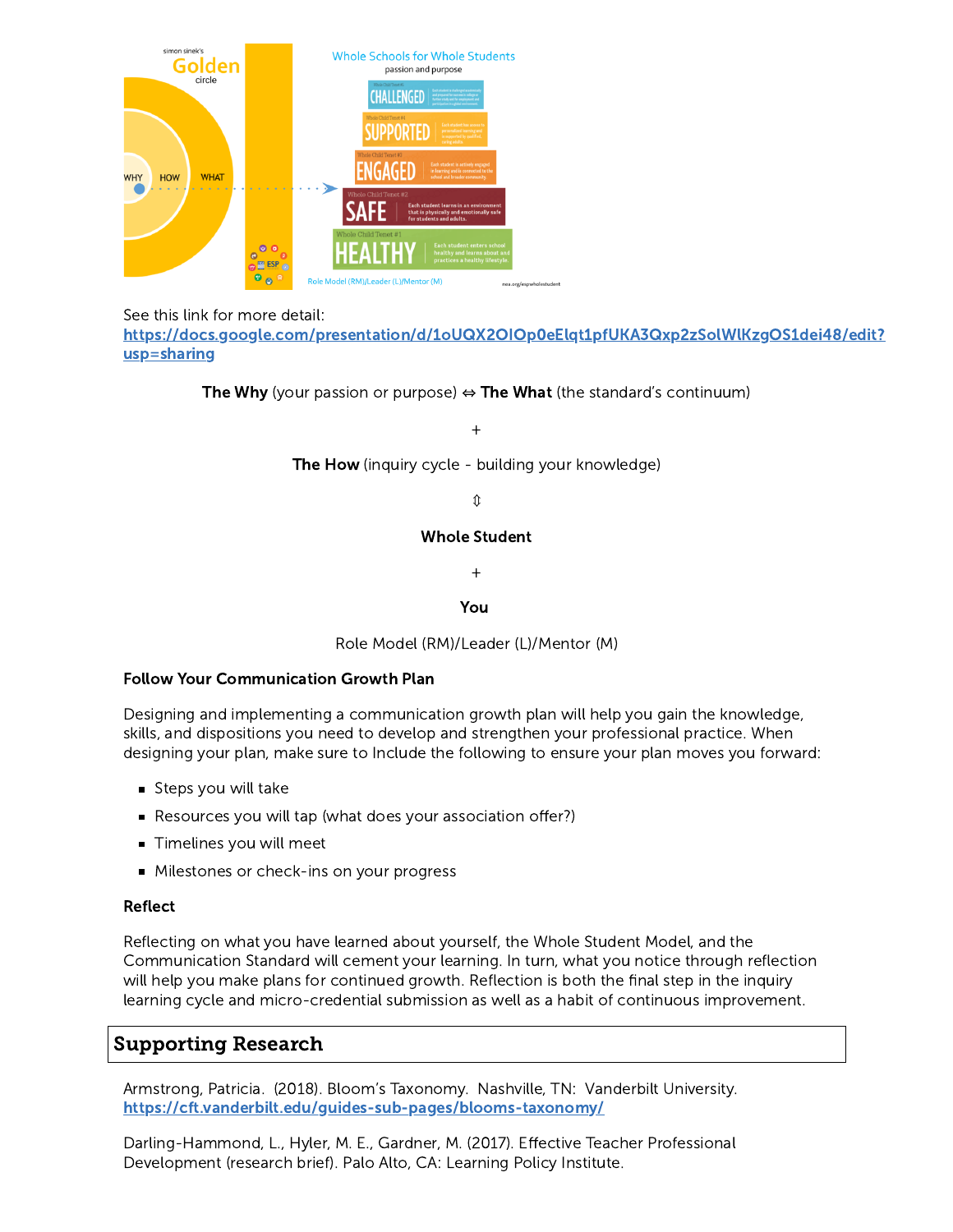See this link for more detail: https://docs.google.com/presentation/d/1oUQX2OIOp0eElqt1pfUKA3Qxp2zSolWlKzgOS1dei48/edit?usp=sharing

**The Why** (your passion or purpose) ⇔ **The What** (the standard's continuum)

+

**The How** (inquiry cycle - building your knowledge)

⇕

**Whole Student**

+

**You**

Role Model (RM)/Leader (L)/Mentor (M)

**Follow Your Communication Growth Plan**

Designing and implementing a communication growth plan will help you gain the knowledge, skills, and dispositions you need to develop and strengthen your professional practice. When designing your plan, make sure to Include the following to ensure your plan moves you forward:

- Steps you will take
- Resources you will tap (what does your association offer?)
- Timelines you will meet
- Milestones or check-ins on your progress

**Reflect**

Reflecting on what you have learned about yourself, the Whole Student Model, and the Communication Standard will cement your learning. In turn, what you notice through reflection will help you make plans for continued growth. Reflection is both the final step in the inquiry learning cycle and micro-credential submission as well as a habit of continuous improvement.

## Supporting Research

Armstrong, Patricia. (2018). Bloom's Taxonomy. Nashville, TN: Vanderbilt University. https://cft.vanderbilt.edu/guides-sub-pages/blooms-taxonomy/

Darling-Hammond, L., Hyler, M. E., Gardner, M. (2017). Effective Teacher Professional Development (research brief). Palo Alto, CA: Learning Policy Institute.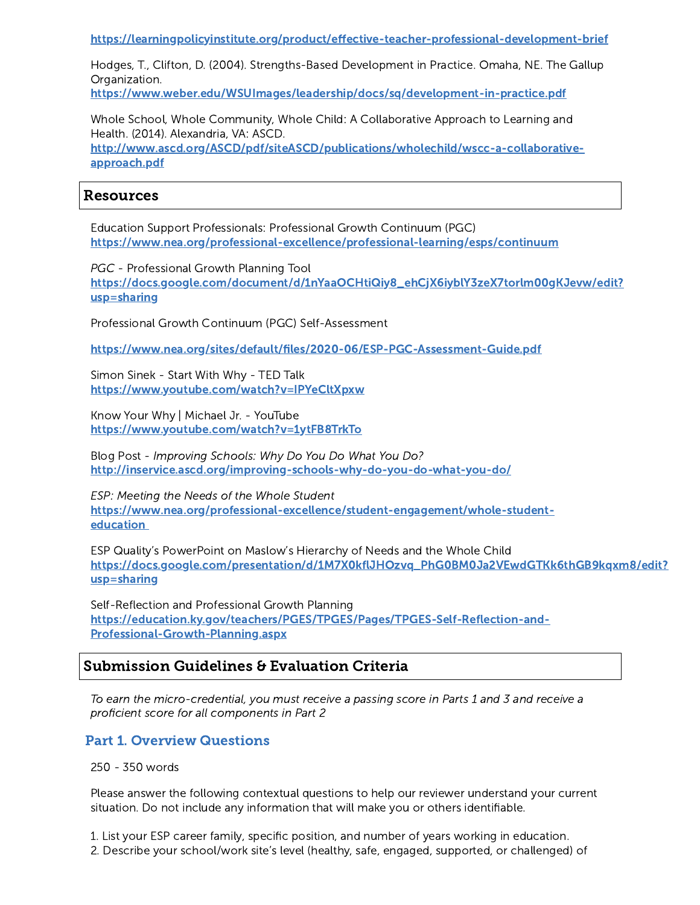https://learningpolicyinstitute.org/product/effective-teacher-professional-development-brief

Hodges, T., Clifton, D. (2004). Strengths-Based Development in Practice. Omaha, NE. The Gallup Organization.
https://www.weber.edu/WSUImages/leadership/docs/sq/development-in-practice.pdf

Whole School, Whole Community, Whole Child: A Collaborative Approach to Learning and Health. (2014). Alexandria, VA: ASCD.
http://www.ascd.org/ASCD/pdf/siteASCD/publications/wholechild/wscc-a-collaborative-approach.pdf

## Resources

Education Support Professionals: Professional Growth Continuum (PGC)
https://www.nea.org/professional-excellence/professional-learning/esps/continuum

*PGC* - Professional Growth Planning Tool
https://docs.google.com/document/d/1nYaaOCHtiQiy8_ehCjX6iyblY3zeX7torlm00gKJevw/edit?usp=sharing

Professional Growth Continuum (PGC) Self-Assessment

https://www.nea.org/sites/default/files/2020-06/ESP-PGC-Assessment-Guide.pdf

Simon Sinek - Start With Why - TED Talk
https://www.youtube.com/watch?v=IPYeCltXpxw

Know Your Why | Michael Jr. - YouTube
https://www.youtube.com/watch?v=1ytFB8TrkTo

Blog Post - *Improving Schools: Why Do You Do What You Do?*
http://inservice.ascd.org/improving-schools-why-do-you-do-what-you-do/

*ESP: Meeting the Needs of the Whole Student*
https://www.nea.org/professional-excellence/student-engagement/whole-student-education

ESP Quality's PowerPoint on Maslow's Hierarchy of Needs and the Whole Child
https://docs.google.com/presentation/d/1M7X0kflJHOzvq_PhG0BM0Ja2VEwdGTKk6thGB9kqxm8/edit?usp=sharing

Self-Reflection and Professional Growth Planning
https://education.ky.gov/teachers/PGES/TPGES/Pages/TPGES-Self-Reflection-and-Professional-Growth-Planning.aspx

## Submission Guidelines & Evaluation Criteria

*To earn the micro-credential, you must receive a passing score in Parts 1 and 3 and receive a proficient score for all components in Part 2*

### Part 1. Overview Questions

250 - 350 words

Please answer the following contextual questions to help our reviewer understand your current situation. Do not include any information that will make you or others identifiable.

1. List your ESP career family, specific position, and number of years working in education.
2. Describe your school/work site's level (healthy, safe, engaged, supported, or challenged) of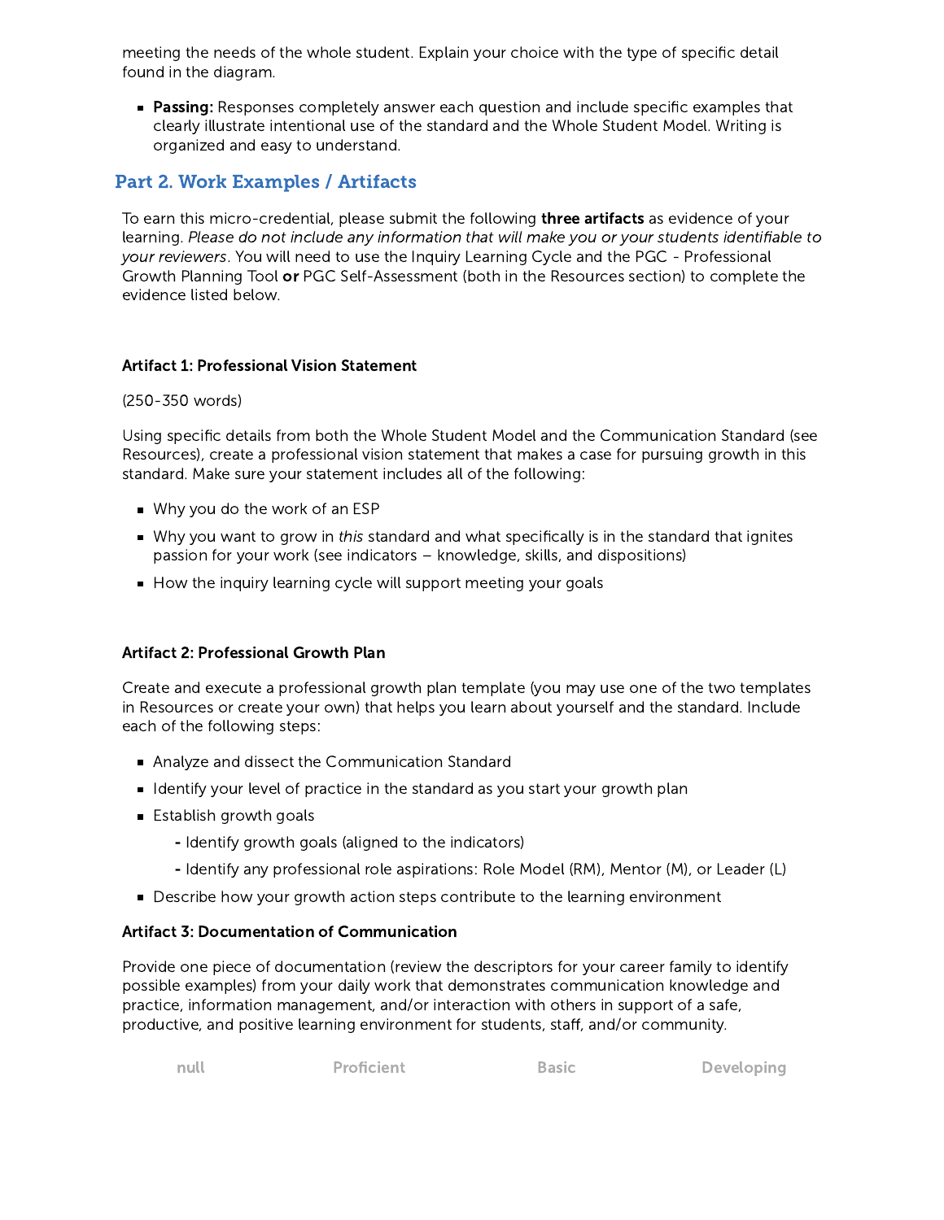meeting the needs of the whole student. Explain your choice with the type of specific detail found in the diagram.

- **Passing:** Responses completely answer each question and include specific examples that clearly illustrate intentional use of the standard and the Whole Student Model. Writing is organized and easy to understand.

## Part 2. Work Examples / Artifacts

To earn this micro-credential, please submit the following **three artifacts** as evidence of your learning. *Please do not include any information that will make you or your students identifiable to your reviewers*. You will need to use the Inquiry Learning Cycle and the PGC - Professional Growth Planning Tool **or** PGC Self-Assessment (both in the Resources section) to complete the evidence listed below.

**Artifact 1: Professional Vision Statement**

(250-350 words)

Using specific details from both the Whole Student Model and the Communication Standard (see Resources), create a professional vision statement that makes a case for pursuing growth in this standard. Make sure your statement includes all of the following:

- Why you do the work of an ESP
- Why you want to grow in *this* standard and what specifically is in the standard that ignites passion for your work (see indicators – knowledge, skills, and dispositions)
- How the inquiry learning cycle will support meeting your goals

**Artifact 2: Professional Growth Plan**

Create and execute a professional growth plan template (you may use one of the two templates in Resources or create your own) that helps you learn about yourself and the standard. Include each of the following steps:

- Analyze and dissect the Communication Standard
- Identify your level of practice in the standard as you start your growth plan
- Establish growth goals
    - Identify growth goals (aligned to the indicators)
    - Identify any professional role aspirations: Role Model (RM), Mentor (M), or Leader (L)
- Describe how your growth action steps contribute to the learning environment

**Artifact 3: Documentation of Communication**

Provide one piece of documentation (review the descriptors for your career family to identify possible examples) from your daily work that demonstrates communication knowledge and practice, information management, and/or interaction with others in support of a safe, productive, and positive learning environment for students, staff, and/or community.

| null | Proficient | Basic | Developing |
|---|---|---|---|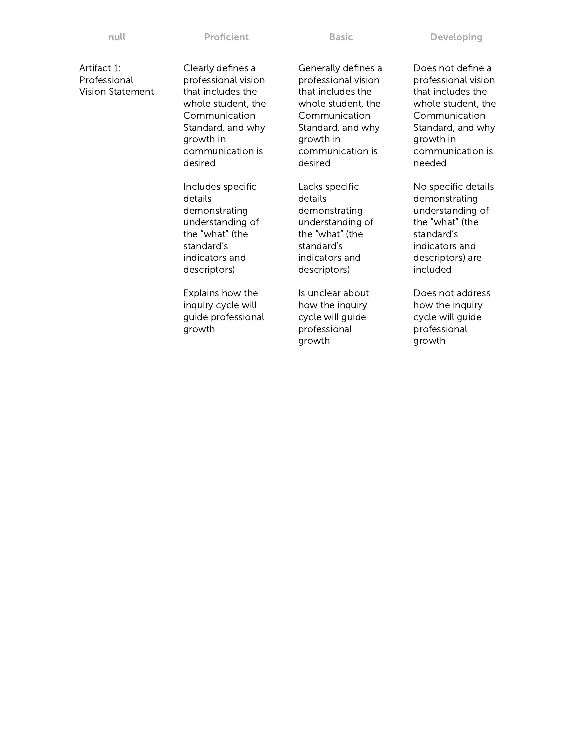| null | Proficient | Basic | Developing |
| --- | --- | --- | --- |
| Artifact 1: Professional Vision Statement | Clearly defines a professional vision that includes the whole student, the Communication Standard, and why growth in communication is desired<br><br>Includes specific details demonstrating understanding of the "what" (the standard's indicators and descriptors)<br><br>Explains how the inquiry cycle will guide professional growth | Generally defines a professional vision that includes the whole student, the Communication Standard, and why growth in communication is desired<br><br>Lacks specific details demonstrating understanding of the "what" (the standard's indicators and descriptors)<br><br>Is unclear about how the inquiry cycle will guide professional growth | Does not define a professional vision that includes the whole student, the Communication Standard, and why growth in communication is needed<br><br>No specific details demonstrating understanding of the "what" (the standard's indicators and descriptors) are included<br><br>Does not address how the inquiry cycle will guide professional growth |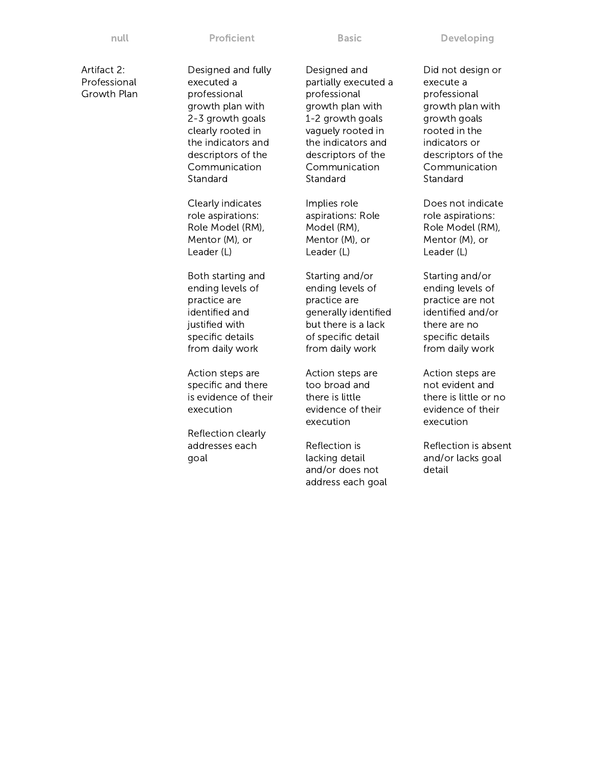| null | Proficient | Basic | Developing |
| --- | --- | --- | --- |
| Artifact 2: Professional Growth Plan | Designed and fully executed a professional growth plan with 2-3 growth goals clearly rooted in the indicators and descriptors of the Communication Standard<br><br>Clearly indicates role aspirations: Role Model (RM), Mentor (M), or Leader (L)<br><br>Both starting and ending levels of practice are identified and justified with specific details from daily work<br><br>Action steps are specific and there is evidence of their execution<br><br>Reflection clearly addresses each goal | Designed and partially executed a professional growth plan with 1-2 growth goals vaguely rooted in the indicators and descriptors of the Communication Standard<br><br>Implies role aspirations: Role Model (RM), Mentor (M), or Leader (L)<br><br>Starting and/or ending levels of practice are generally identified but there is a lack of specific detail from daily work<br><br>Action steps are too broad and there is little evidence of their execution<br><br>Reflection is lacking detail and/or does not address each goal | Did not design or execute a professional growth plan with growth goals rooted in the indicators or descriptors of the Communication Standard<br><br>Does not indicate role aspirations: Role Model (RM), Mentor (M), or Leader (L)<br><br>Starting and/or ending levels of practice are not identified and/or there are no specific details from daily work<br><br>Action steps are not evident and there is little or no evidence of their execution<br><br>Reflection is absent and/or lacks goal detail |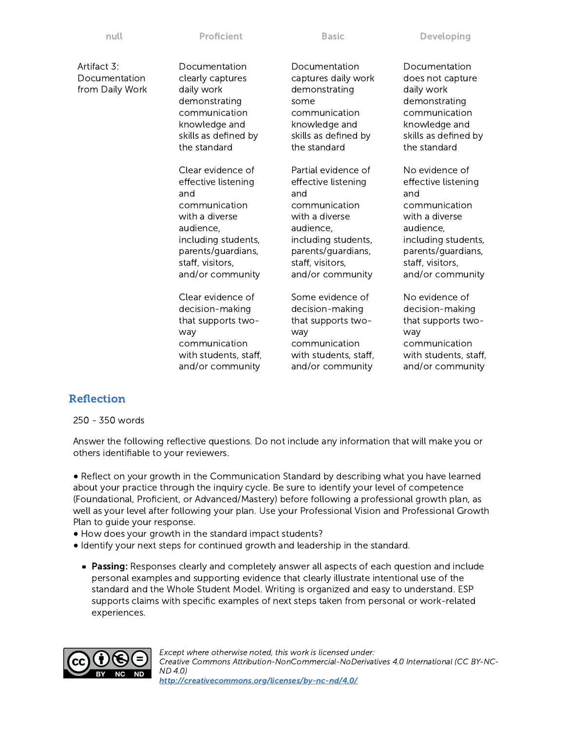| null | Proficient | Basic | Developing |
|---|---|---|---|
| Artifact 3: Documentation from Daily Work | Documentation clearly captures daily work demonstrating communication knowledge and skills as defined by the standard | Documentation captures daily work demonstrating some communication knowledge and skills as defined by the standard | Documentation does not capture daily work demonstrating communication knowledge and skills as defined by the standard |
| | Clear evidence of effective listening and communication with a diverse audience, including students, parents/guardians, staff, visitors, and/or community | Partial evidence of effective listening and communication with a diverse audience, including students, parents/guardians, staff, visitors, and/or community | No evidence of effective listening and communication with a diverse audience, including students, parents/guardians, staff, visitors, and/or community |
| | Clear evidence of decision-making that supports two-way communication with students, staff, and/or community | Some evidence of decision-making that supports two-way communication with students, staff, and/or community | No evidence of decision-making that supports two-way communication with students, staff, and/or community |

## Reflection

250 - 350 words

Answer the following reflective questions. Do not include any information that will make you or others identifiable to your reviewers.

- Reflect on your growth in the Communication Standard by describing what you have learned about your practice through the inquiry cycle. Be sure to identify your level of competence (Foundational, Proficient, or Advanced/Mastery) before following a professional growth plan, as well as your level after following your plan. Use your Professional Vision and Professional Growth Plan to guide your response.
- How does your growth in the standard impact students?
- Identify your next steps for continued growth and leadership in the standard.

  - **Passing:** Responses clearly and completely answer all aspects of each question and include personal examples and supporting evidence that clearly illustrate intentional use of the standard and the Whole Student Model. Writing is organized and easy to understand. ESP supports claims with specific examples of next steps taken from personal or work-related experiences.

*Except where otherwise noted, this work is licensed under: Creative Commons Attribution-NonCommercial-NoDerivatives 4.0 International (CC BY-NC-ND 4.0)* 
***http://creativecommons.org/licenses/by-nc-nd/4.0/***